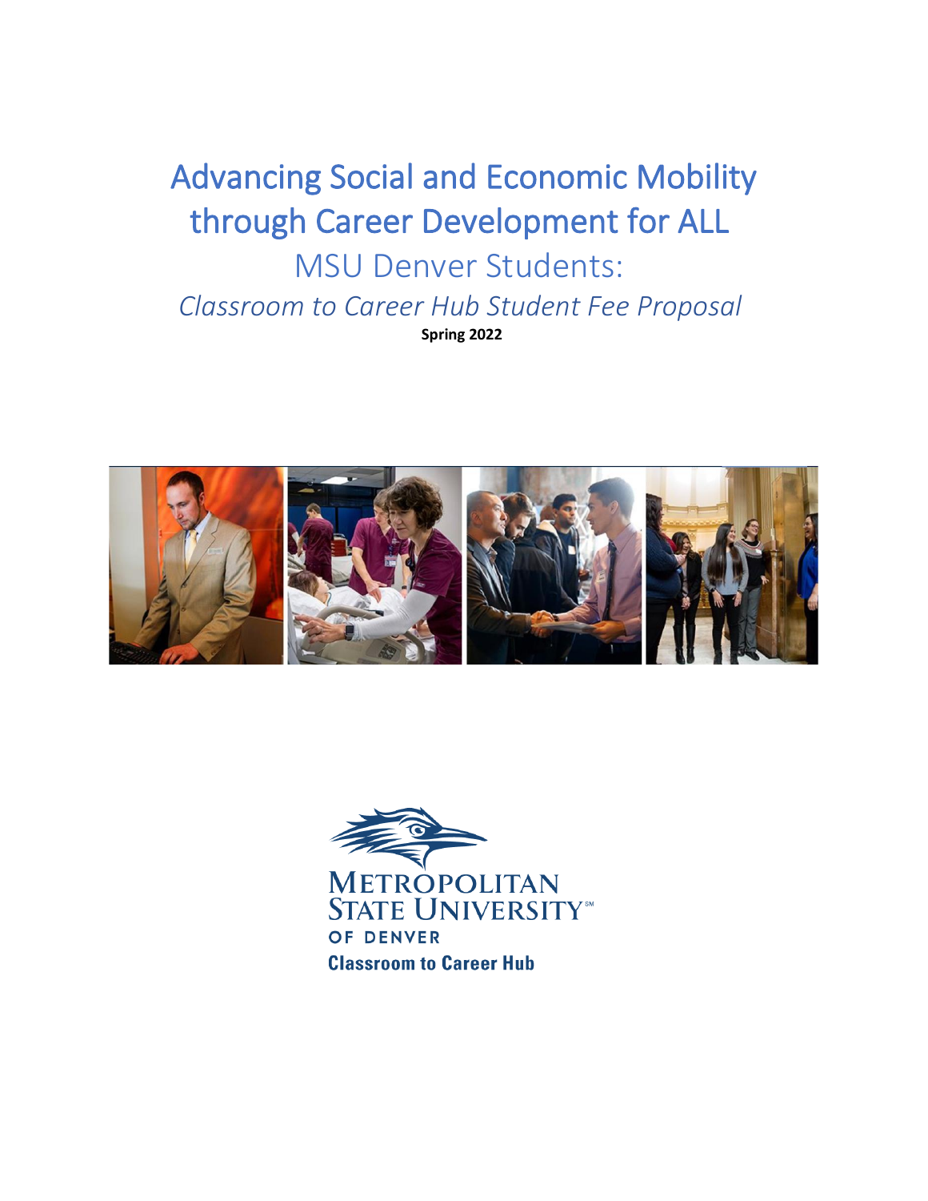# Advancing Social and Economic Mobility through Career Development for ALL

## MSU Denver Students:

*Classroom to Career Hub Student Fee Proposal*

**Spring 2022**

METROPOLITAN STATE UNIVERSITY OF DENVER

**Classroom to Career Hub**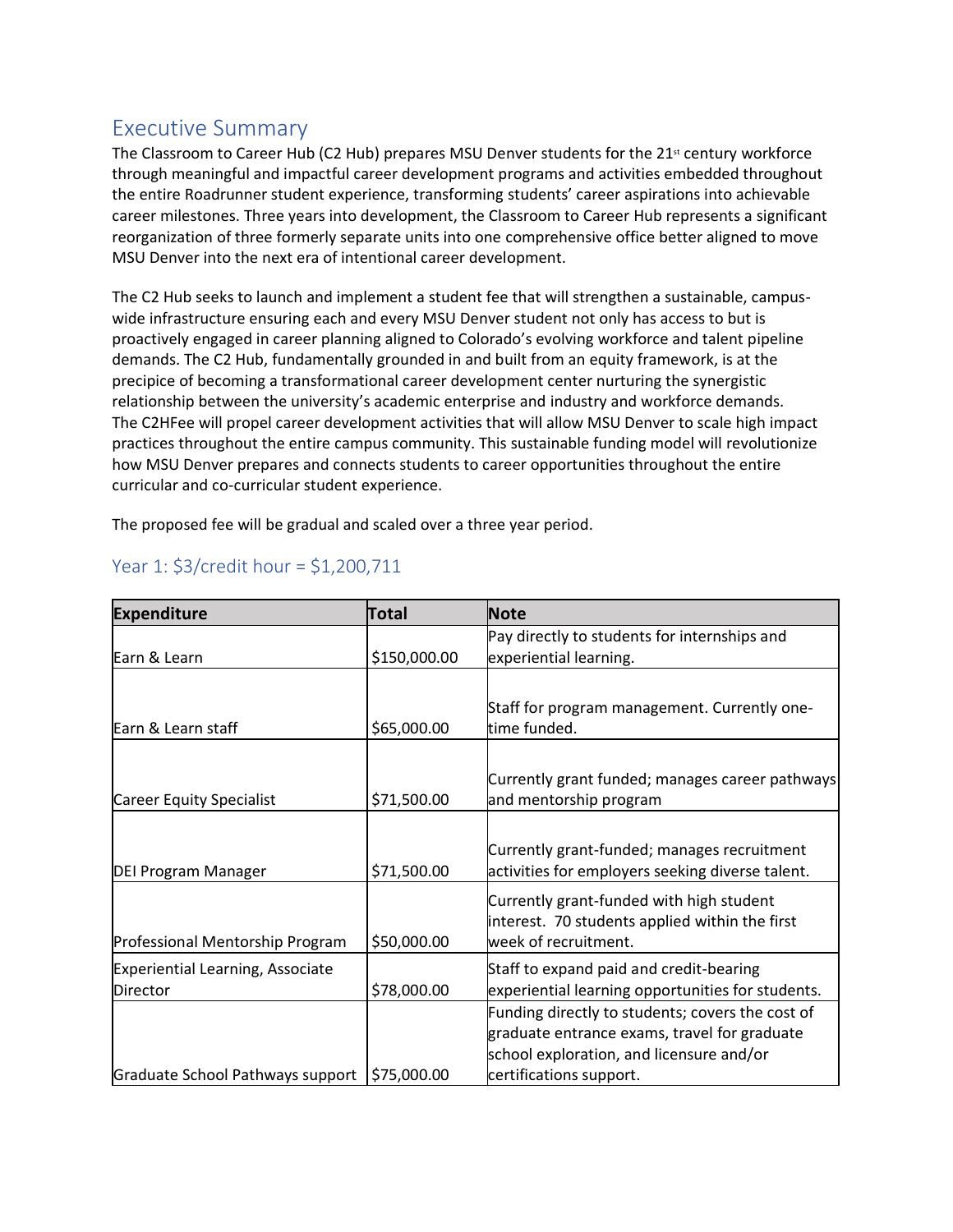## Executive Summary

The Classroom to Career Hub (C2 Hub) prepares MSU Denver students for the 21st century workforce through meaningful and impactful career development programs and activities embedded throughout the entire Roadrunner student experience, transforming students' career aspirations into achievable career milestones. Three years into development, the Classroom to Career Hub represents a significant reorganization of three formerly separate units into one comprehensive office better aligned to move MSU Denver into the next era of intentional career development.

The C2 Hub seeks to launch and implement a student fee that will strengthen a sustainable, campus-wide infrastructure ensuring each and every MSU Denver student not only has access to but is proactively engaged in career planning aligned to Colorado's evolving workforce and talent pipeline demands. The C2 Hub, fundamentally grounded in and built from an equity framework, is at the precipice of becoming a transformational career development center nurturing the synergistic relationship between the university's academic enterprise and industry and workforce demands. The C2HFee will propel career development activities that will allow MSU Denver to scale high impact practices throughout the entire campus community. This sustainable funding model will revolutionize how MSU Denver prepares and connects students to career opportunities throughout the entire curricular and co-curricular student experience.

The proposed fee will be gradual and scaled over a three year period.

### Year 1: $3/credit hour = $1,200,711

| Expenditure | Total | Note |
|---|---|---|
| Earn & Learn | $150,000.00 | Pay directly to students for internships and experiential learning. |
| Earn & Learn staff | $65,000.00 | Staff for program management. Currently one-time funded. |
| Career Equity Specialist | $71,500.00 | Currently grant funded; manages career pathways and mentorship program |
| DEI Program Manager | $71,500.00 | Currently grant-funded; manages recruitment activities for employers seeking diverse talent. |
| Professional Mentorship Program | $50,000.00 | Currently grant-funded with high student interest. 70 students applied within the first week of recruitment. |
| Experiential Learning, Associate Director | $78,000.00 | Staff to expand paid and credit-bearing experiential learning opportunities for students. |
| Graduate School Pathways support | $75,000.00 | Funding directly to students; covers the cost of graduate entrance exams, travel for graduate school exploration, and licensure and/or certifications support. |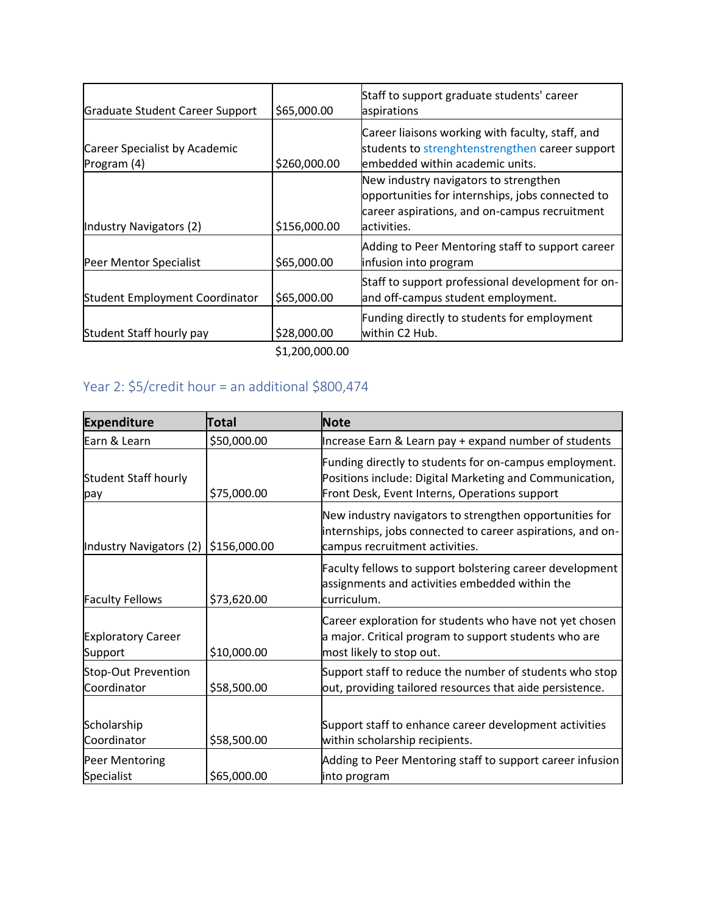| | | |
|---|---|---|
| Graduate Student Career Support | $65,000.00 | Staff to support graduate students' career aspirations |
| Career Specialist by Academic Program (4) | $260,000.00 | Career liaisons working with faculty, staff, and students to strenghtenstrengthen career support embedded within academic units. |
| Industry Navigators (2) | $156,000.00 | New industry navigators to strengthen opportunities for internships, jobs connected to career aspirations, and on-campus recruitment activities. |
| Peer Mentor Specialist | $65,000.00 | Adding to Peer Mentoring staff to support career infusion into program |
| Student Employment Coordinator | $65,000.00 | Staff to support professional development for on- and off-campus student employment. |
| Student Staff hourly pay | $28,000.00 | Funding directly to students for employment within C2 Hub. |
| | $1,200,000.00 | |

## Year 2: $5/credit hour = an additional $800,474

| Expenditure | Total | Note |
|---|---|---|
| Earn & Learn | $50,000.00 | Increase Earn & Learn pay + expand number of students |
| Student Staff hourly pay | $75,000.00 | Funding directly to students for on-campus employment. Positions include: Digital Marketing and Communication, Front Desk, Event Interns, Operations support |
| Industry Navigators (2) | $156,000.00 | New industry navigators to strengthen opportunities for internships, jobs connected to career aspirations, and on-campus recruitment activities. |
| Faculty Fellows | $73,620.00 | Faculty fellows to support bolstering career development assignments and activities embedded within the curriculum. |
| Exploratory Career Support | $10,000.00 | Career exploration for students who have not yet chosen a major. Critical program to support students who are most likely to stop out. |
| Stop-Out Prevention Coordinator | $58,500.00 | Support staff to reduce the number of students who stop out, providing tailored resources that aide persistence. |
| Scholarship Coordinator | $58,500.00 | Support staff to enhance career development activities within scholarship recipients. |
| Peer Mentoring Specialist | $65,000.00 | Adding to Peer Mentoring staff to support career infusion into program |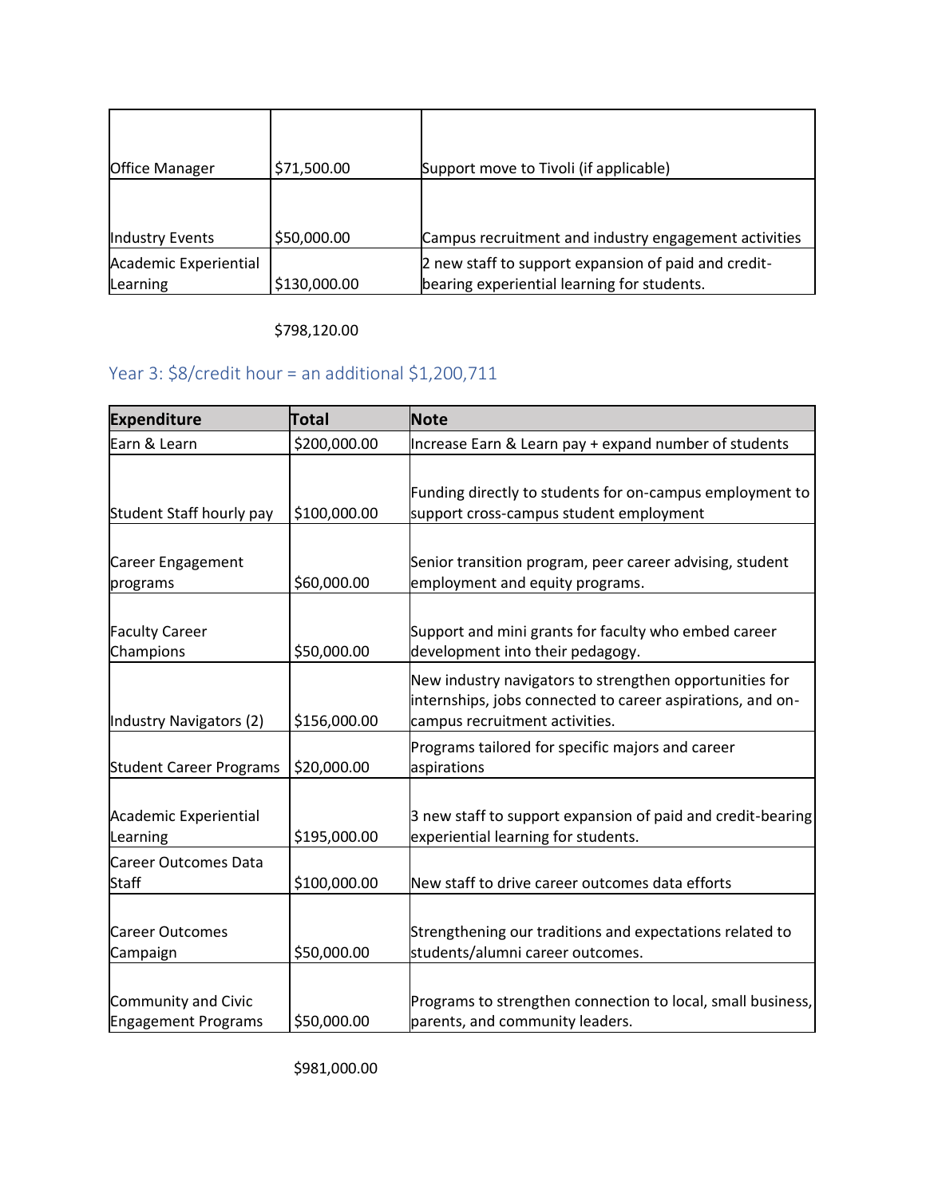| | | |
|---|---|---|
| Office Manager | $71,500.00 | Support move to Tivoli (if applicable) |
| Industry Events | $50,000.00 | Campus recruitment and industry engagement activities |
| Academic Experiential Learning | $130,000.00 | 2 new staff to support expansion of paid and credit-bearing experiential learning for students. |

$798,120.00

## Year 3: $8/credit hour = an additional $1,200,711

| Expenditure | Total | Note |
|---|---|---|
| Earn & Learn | $200,000.00 | Increase Earn & Learn pay + expand number of students |
| Student Staff hourly pay | $100,000.00 | Funding directly to students for on-campus employment to support cross-campus student employment |
| Career Engagement programs | $60,000.00 | Senior transition program, peer career advising, student employment and equity programs. |
| Faculty Career Champions | $50,000.00 | Support and mini grants for faculty who embed career development into their pedagogy. |
| Industry Navigators (2) | $156,000.00 | New industry navigators to strengthen opportunities for internships, jobs connected to career aspirations, and on-campus recruitment activities. |
| Student Career Programs | $20,000.00 | Programs tailored for specific majors and career aspirations |
| Academic Experiential Learning | $195,000.00 | 3 new staff to support expansion of paid and credit-bearing experiential learning for students. |
| Career Outcomes Data Staff | $100,000.00 | New staff to drive career outcomes data efforts |
| Career Outcomes Campaign | $50,000.00 | Strengthening our traditions and expectations related to students/alumni career outcomes. |
| Community and Civic Engagement Programs | $50,000.00 | Programs to strengthen connection to local, small business, parents, and community leaders. |

$981,000.00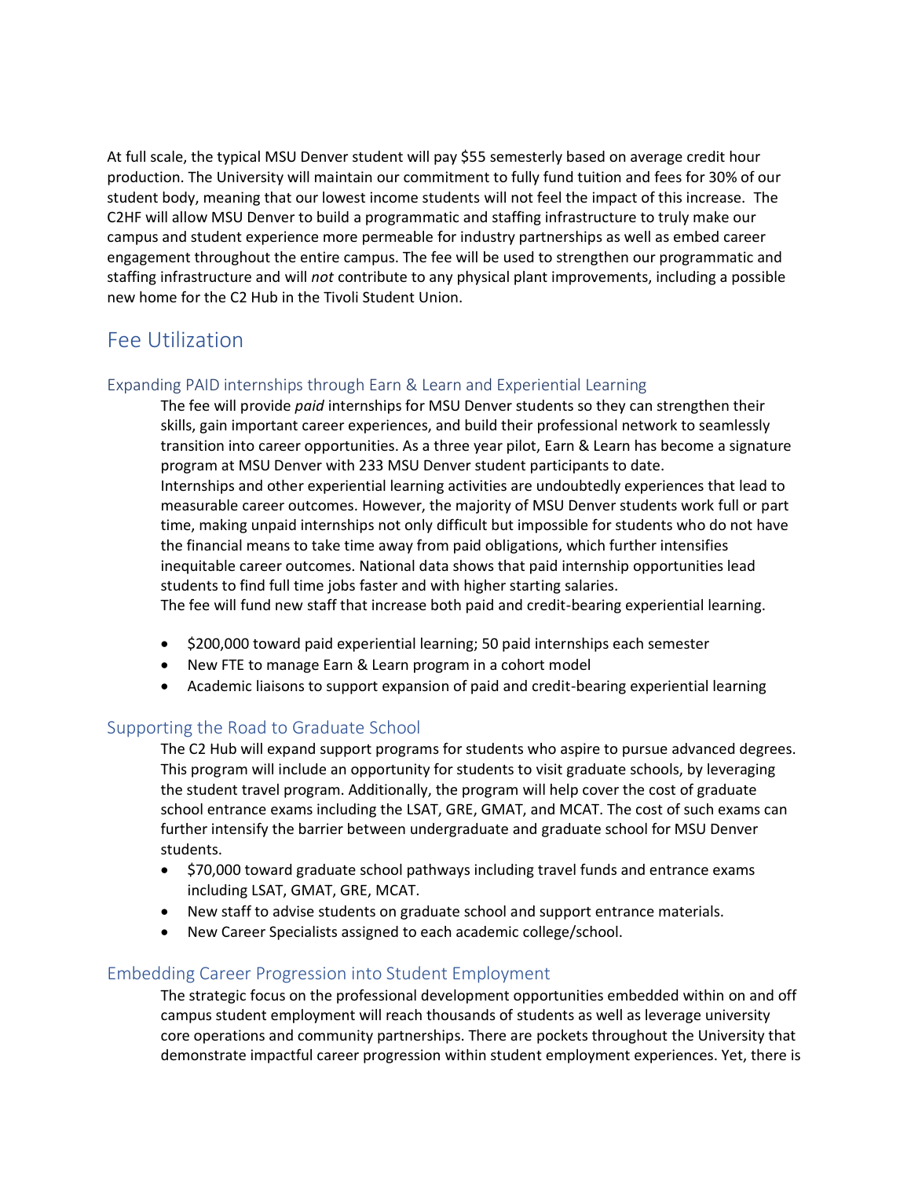At full scale, the typical MSU Denver student will pay $55 semesterly based on average credit hour production. The University will maintain our commitment to fully fund tuition and fees for 30% of our student body, meaning that our lowest income students will not feel the impact of this increase. The C2HF will allow MSU Denver to build a programmatic and staffing infrastructure to truly make our campus and student experience more permeable for industry partnerships as well as embed career engagement throughout the entire campus. The fee will be used to strengthen our programmatic and staffing infrastructure and will *not* contribute to any physical plant improvements, including a possible new home for the C2 Hub in the Tivoli Student Union.

## Fee Utilization

### Expanding PAID internships through Earn & Learn and Experiential Learning

The fee will provide *paid* internships for MSU Denver students so they can strengthen their skills, gain important career experiences, and build their professional network to seamlessly transition into career opportunities. As a three year pilot, Earn & Learn has become a signature program at MSU Denver with 233 MSU Denver student participants to date.

Internships and other experiential learning activities are undoubtedly experiences that lead to measurable career outcomes. However, the majority of MSU Denver students work full or part time, making unpaid internships not only difficult but impossible for students who do not have the financial means to take time away from paid obligations, which further intensifies inequitable career outcomes. National data shows that paid internship opportunities lead students to find full time jobs faster and with higher starting salaries.

The fee will fund new staff that increase both paid and credit-bearing experiential learning.

- $200,000 toward paid experiential learning; 50 paid internships each semester
- New FTE to manage Earn & Learn program in a cohort model
- Academic liaisons to support expansion of paid and credit-bearing experiential learning

### Supporting the Road to Graduate School

The C2 Hub will expand support programs for students who aspire to pursue advanced degrees. This program will include an opportunity for students to visit graduate schools, by leveraging the student travel program. Additionally, the program will help cover the cost of graduate school entrance exams including the LSAT, GRE, GMAT, and MCAT. The cost of such exams can further intensify the barrier between undergraduate and graduate school for MSU Denver students.

- $70,000 toward graduate school pathways including travel funds and entrance exams including LSAT, GMAT, GRE, MCAT.
- New staff to advise students on graduate school and support entrance materials.
- New Career Specialists assigned to each academic college/school.

### Embedding Career Progression into Student Employment

The strategic focus on the professional development opportunities embedded within on and off campus student employment will reach thousands of students as well as leverage university core operations and community partnerships. There are pockets throughout the University that demonstrate impactful career progression within student employment experiences. Yet, there is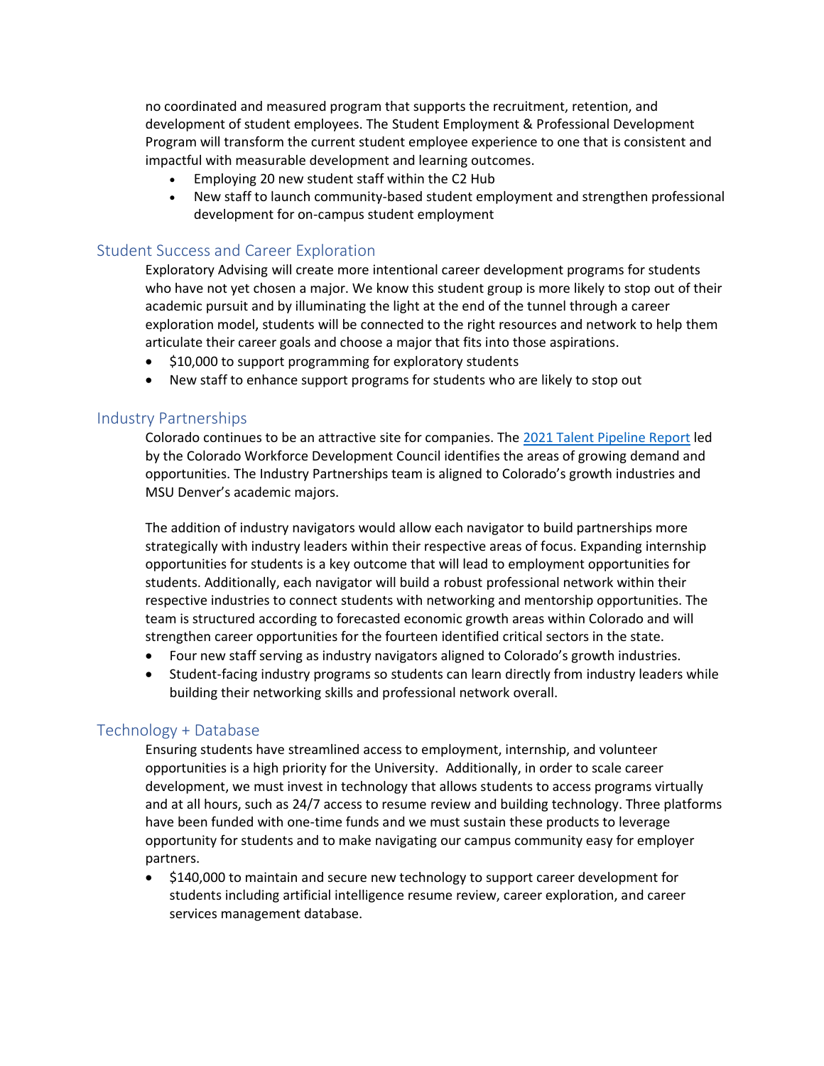no coordinated and measured program that supports the recruitment, retention, and development of student employees. The Student Employment & Professional Development Program will transform the current student employee experience to one that is consistent and impactful with measurable development and learning outcomes.

- Employing 20 new student staff within the C2 Hub
- New staff to launch community-based student employment and strengthen professional development for on-campus student employment

## Student Success and Career Exploration

Exploratory Advising will create more intentional career development programs for students who have not yet chosen a major. We know this student group is more likely to stop out of their academic pursuit and by illuminating the light at the end of the tunnel through a career exploration model, students will be connected to the right resources and network to help them articulate their career goals and choose a major that fits into those aspirations.

- $10,000 to support programming for exploratory students
- New staff to enhance support programs for students who are likely to stop out

## Industry Partnerships

Colorado continues to be an attractive site for companies. The [2021 Talent Pipeline Report] led by the Colorado Workforce Development Council identifies the areas of growing demand and opportunities. The Industry Partnerships team is aligned to Colorado's growth industries and MSU Denver's academic majors.

The addition of industry navigators would allow each navigator to build partnerships more strategically with industry leaders within their respective areas of focus. Expanding internship opportunities for students is a key outcome that will lead to employment opportunities for students. Additionally, each navigator will build a robust professional network within their respective industries to connect students with networking and mentorship opportunities. The team is structured according to forecasted economic growth areas within Colorado and will strengthen career opportunities for the fourteen identified critical sectors in the state.

- Four new staff serving as industry navigators aligned to Colorado's growth industries.
- Student-facing industry programs so students can learn directly from industry leaders while building their networking skills and professional network overall.

## Technology + Database

Ensuring students have streamlined access to employment, internship, and volunteer opportunities is a high priority for the University. Additionally, in order to scale career development, we must invest in technology that allows students to access programs virtually and at all hours, such as 24/7 access to resume review and building technology. Three platforms have been funded with one-time funds and we must sustain these products to leverage opportunity for students and to make navigating our campus community easy for employer partners.

- $140,000 to maintain and secure new technology to support career development for students including artificial intelligence resume review, career exploration, and career services management database.